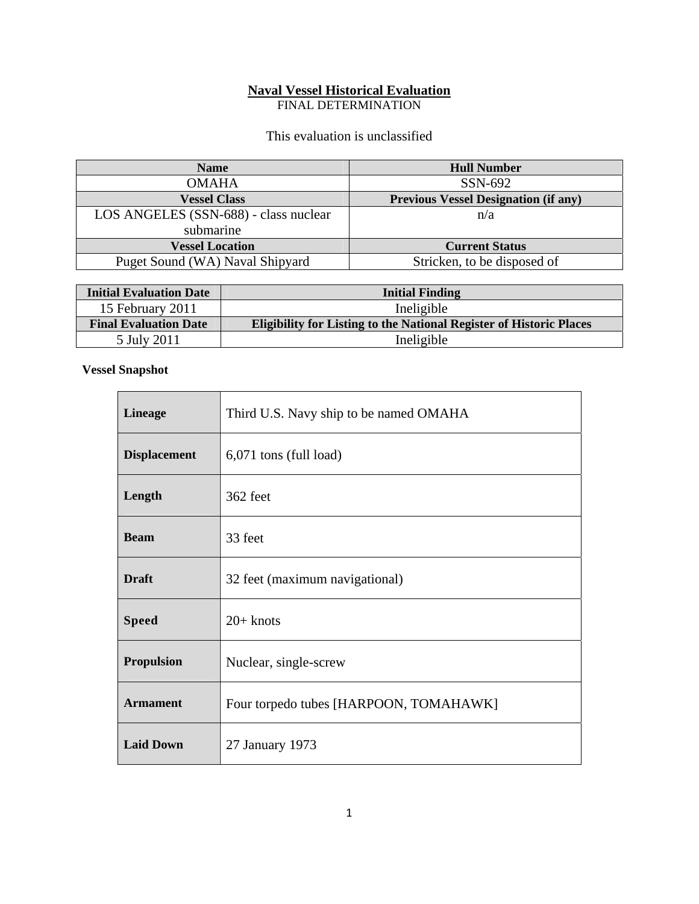# Naval Vessel Historical Evaluation

FINAL DETERMINATION

This evaluation is unclassified

| Name | Hull Number |
|---|---|
| OMAHA | SSN-692 |
| **Vessel Class** | **Previous Vessel Designation (if any)** |
| LOS ANGELES (SSN-688) - class nuclear submarine | n/a |
| **Vessel Location** | **Current Status** |
| Puget Sound (WA) Naval Shipyard | Stricken, to be disposed of |

| Initial Evaluation Date | Initial Finding |
|---|---|
| 15 February 2011 | Ineligible |
| **Final Evaluation Date** | **Eligibility for Listing to the National Register of Historic Places** |
| 5 July 2011 | Ineligible |

**Vessel Snapshot**

| | |
|---|---|
| **Lineage** | Third U.S. Navy ship to be named OMAHA |
| **Displacement** | 6,071 tons (full load) |
| **Length** | 362 feet |
| **Beam** | 33 feet |
| **Draft** | 32 feet (maximum navigational) |
| **Speed** | 20+ knots |
| **Propulsion** | Nuclear, single-screw |
| **Armament** | Four torpedo tubes [HARPOON, TOMAHAWK] |
| **Laid Down** | 27 January 1973 |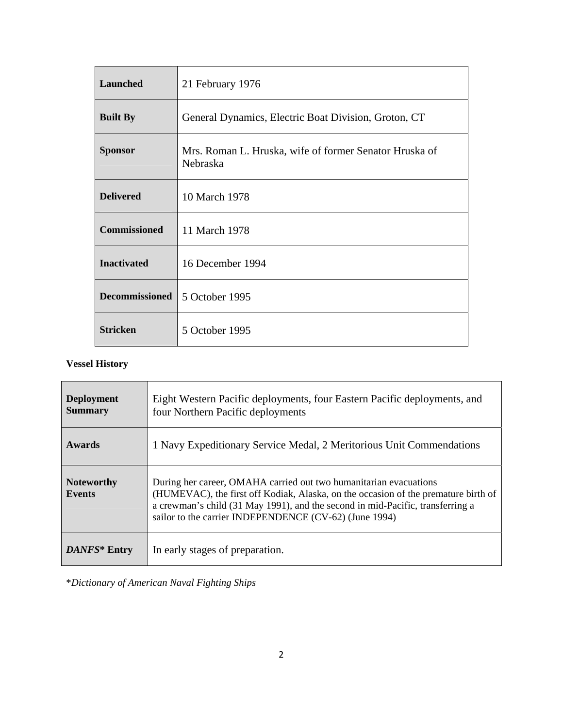| | |
|---|---|
| **Launched** | 21 February 1976 |
| **Built By** | General Dynamics, Electric Boat Division, Groton, CT |
| **Sponsor** | Mrs. Roman L. Hruska, wife of former Senator Hruska of Nebraska |
| **Delivered** | 10 March 1978 |
| **Commissioned** | 11 March 1978 |
| **Inactivated** | 16 December 1994 |
| **Decommissioned** | 5 October 1995 |
| **Stricken** | 5 October 1995 |

**Vessel History**

| | |
|---|---|
| **Deployment Summary** | Eight Western Pacific deployments, four Eastern Pacific deployments, and four Northern Pacific deployments |
| **Awards** | 1 Navy Expeditionary Service Medal, 2 Meritorious Unit Commendations |
| **Noteworthy Events** | During her career, OMAHA carried out two humanitarian evacuations (HUMEVAC), the first off Kodiak, Alaska, on the occasion of the premature birth of a crewman's child (31 May 1991), and the second in mid-Pacific, transferring a sailor to the carrier INDEPENDENCE (CV-62) (June 1994) |
| ***DANFS*\* Entry** | In early stages of preparation. |

\**Dictionary of American Naval Fighting Ships*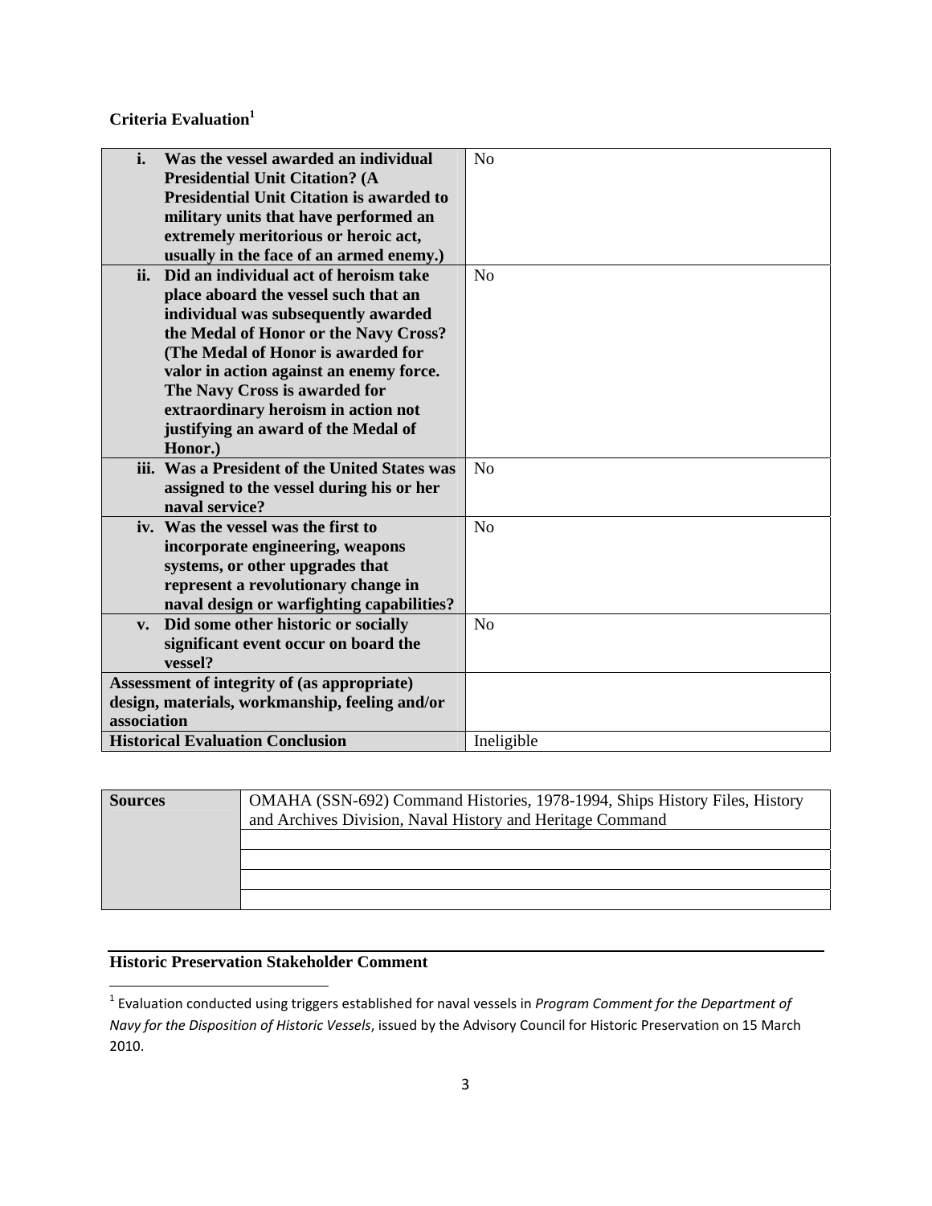**Criteria Evaluation**[1]

| | |
|---|---|
| **i. Was the vessel awarded an individual Presidential Unit Citation? (A Presidential Unit Citation is awarded to military units that have performed an extremely meritorious or heroic act, usually in the face of an armed enemy.)** | No |
| **ii. Did an individual act of heroism take place aboard the vessel such that an individual was subsequently awarded the Medal of Honor or the Navy Cross? (The Medal of Honor is awarded for valor in action against an enemy force. The Navy Cross is awarded for extraordinary heroism in action not justifying an award of the Medal of Honor.)** | No |
| **iii. Was a President of the United States was assigned to the vessel during his or her naval service?** | No |
| **iv. Was the vessel was the first to incorporate engineering, weapons systems, or other upgrades that represent a revolutionary change in naval design or warfighting capabilities?** | No |
| **v. Did some other historic or socially significant event occur on board the vessel?** | No |
| **Assessment of integrity of (as appropriate) design, materials, workmanship, feeling and/or association** | |
| **Historical Evaluation Conclusion** | Ineligible |

| | |
|---|---|
| **Sources** | OMAHA (SSN-692) Command Histories, 1978-1994, Ships History Files, History and Archives Division, Naval History and Heritage Command |
| | |
| | |
| | |
| | |

**Historic Preservation Stakeholder Comment**

[1] Evaluation conducted using triggers established for naval vessels in *Program Comment for the Department of Navy for the Disposition of Historic Vessels*, issued by the Advisory Council for Historic Preservation on 15 March 2010.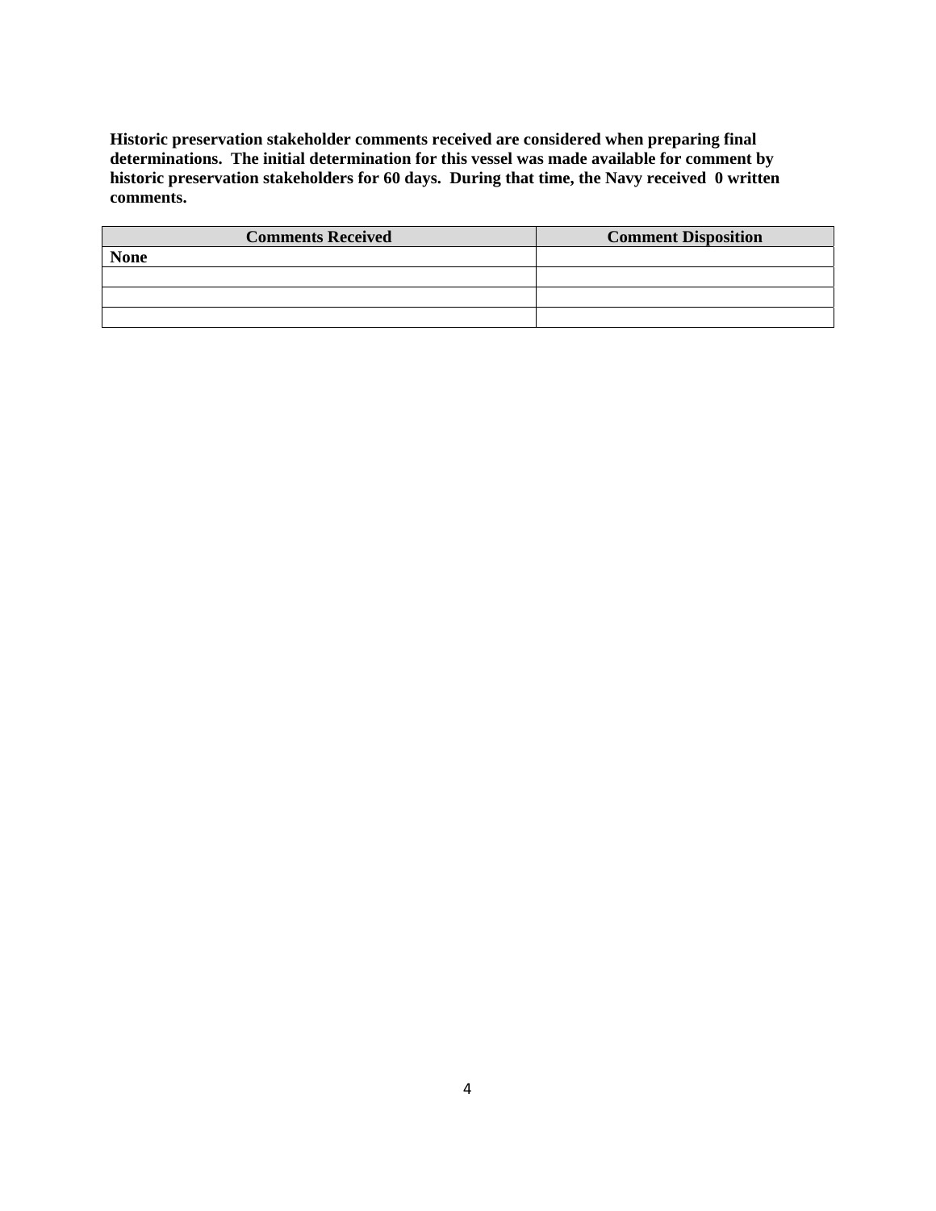**Historic preservation stakeholder comments received are considered when preparing final determinations. The initial determination for this vessel was made available for comment by historic preservation stakeholders for 60 days. During that time, the Navy received 0 written comments.**

| Comments Received | Comment Disposition |
|---|---|
| **None** | |
| | |
| | |
| | |